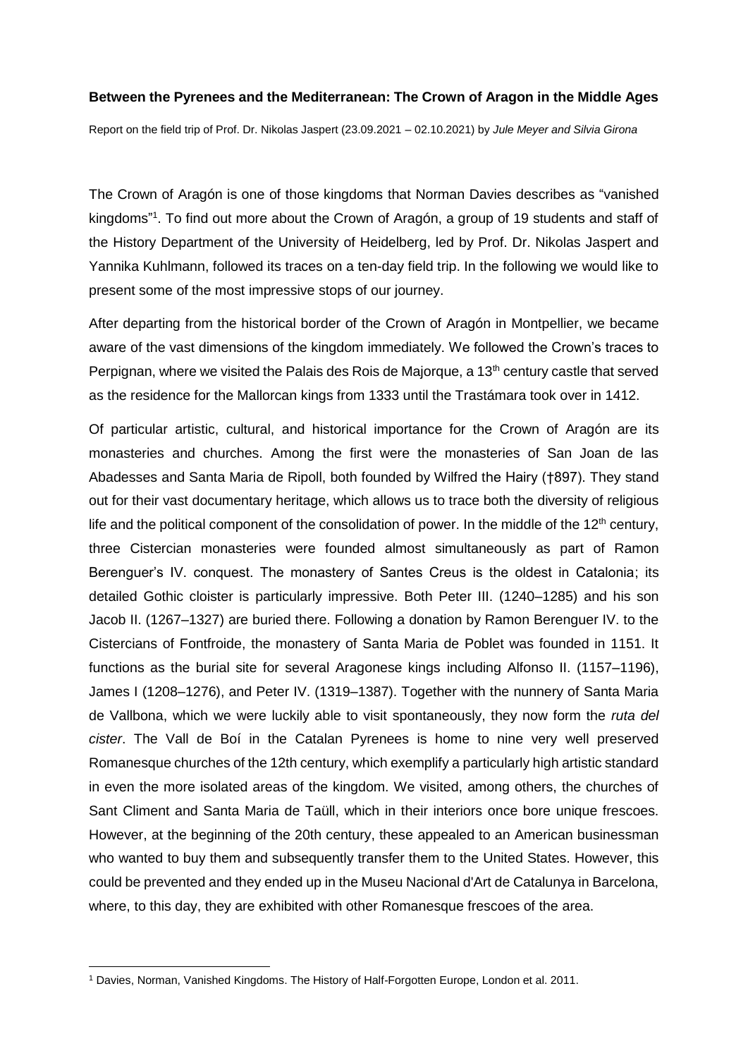**Between the Pyrenees and the Mediterranean: The Crown of Aragon in the Middle Ages**

Report on the field trip of Prof. Dr. Nikolas Jaspert (23.09.2021 – 02.10.2021) by *Jule Meyer and Silvia Girona*

The Crown of Aragón is one of those kingdoms that Norman Davies describes as "vanished kingdoms"[1]. To find out more about the Crown of Aragón, a group of 19 students and staff of the History Department of the University of Heidelberg, led by Prof. Dr. Nikolas Jaspert and Yannika Kuhlmann, followed its traces on a ten-day field trip. In the following we would like to present some of the most impressive stops of our journey.

After departing from the historical border of the Crown of Aragón in Montpellier, we became aware of the vast dimensions of the kingdom immediately. We followed the Crown's traces to Perpignan, where we visited the Palais des Rois de Majorque, a 13th century castle that served as the residence for the Mallorcan kings from 1333 until the Trastámara took over in 1412.

Of particular artistic, cultural, and historical importance for the Crown of Aragón are its monasteries and churches. Among the first were the monasteries of San Joan de las Abadesses and Santa Maria de Ripoll, both founded by Wilfred the Hairy (†897). They stand out for their vast documentary heritage, which allows us to trace both the diversity of religious life and the political component of the consolidation of power. In the middle of the 12th century, three Cistercian monasteries were founded almost simultaneously as part of Ramon Berenguer's IV. conquest. The monastery of Santes Creus is the oldest in Catalonia; its detailed Gothic cloister is particularly impressive. Both Peter III. (1240–1285) and his son Jacob II. (1267–1327) are buried there. Following a donation by Ramon Berenguer IV. to the Cistercians of Fontfroide, the monastery of Santa Maria de Poblet was founded in 1151. It functions as the burial site for several Aragonese kings including Alfonso II. (1157–1196), James I (1208–1276), and Peter IV. (1319–1387). Together with the nunnery of Santa Maria de Vallbona, which we were luckily able to visit spontaneously, they now form the *ruta del cister*. The Vall de Boí in the Catalan Pyrenees is home to nine very well preserved Romanesque churches of the 12th century, which exemplify a particularly high artistic standard in even the more isolated areas of the kingdom. We visited, among others, the churches of Sant Climent and Santa Maria de Taüll, which in their interiors once bore unique frescoes. However, at the beginning of the 20th century, these appealed to an American businessman who wanted to buy them and subsequently transfer them to the United States. However, this could be prevented and they ended up in the Museu Nacional d'Art de Catalunya in Barcelona, where, to this day, they are exhibited with other Romanesque frescoes of the area.

[1] Davies, Norman, Vanished Kingdoms. The History of Half-Forgotten Europe, London et al. 2011.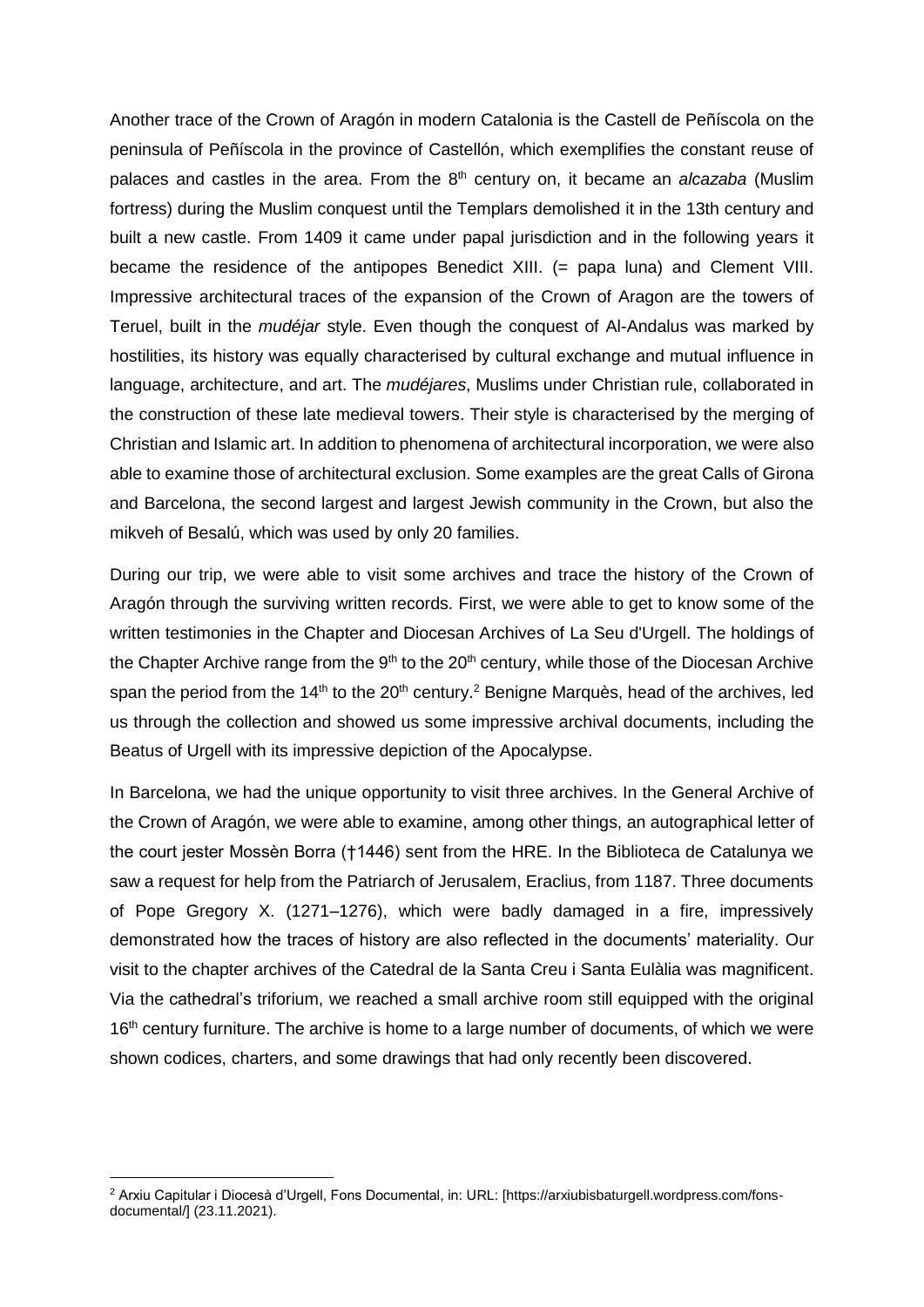Another trace of the Crown of Aragón in modern Catalonia is the Castell de Peñíscola on the peninsula of Peñíscola in the province of Castellón, which exemplifies the constant reuse of palaces and castles in the area. From the 8th century on, it became an *alcazaba* (Muslim fortress) during the Muslim conquest until the Templars demolished it in the 13th century and built a new castle. From 1409 it came under papal jurisdiction and in the following years it became the residence of the antipopes Benedict XIII. (= papa luna) and Clement VIII. Impressive architectural traces of the expansion of the Crown of Aragon are the towers of Teruel, built in the *mudéjar* style. Even though the conquest of Al-Andalus was marked by hostilities, its history was equally characterised by cultural exchange and mutual influence in language, architecture, and art. The *mudéjares*, Muslims under Christian rule, collaborated in the construction of these late medieval towers. Their style is characterised by the merging of Christian and Islamic art. In addition to phenomena of architectural incorporation, we were also able to examine those of architectural exclusion. Some examples are the great Calls of Girona and Barcelona, the second largest and largest Jewish community in the Crown, but also the mikveh of Besalú, which was used by only 20 families.

During our trip, we were able to visit some archives and trace the history of the Crown of Aragón through the surviving written records. First, we were able to get to know some of the written testimonies in the Chapter and Diocesan Archives of La Seu d'Urgell. The holdings of the Chapter Archive range from the 9th to the 20th century, while those of the Diocesan Archive span the period from the 14th to the 20th century.[2] Benigne Marquès, head of the archives, led us through the collection and showed us some impressive archival documents, including the Beatus of Urgell with its impressive depiction of the Apocalypse.

In Barcelona, we had the unique opportunity to visit three archives. In the General Archive of the Crown of Aragón, we were able to examine, among other things, an autographical letter of the court jester Mossèn Borra (†1446) sent from the HRE. In the Biblioteca de Catalunya we saw a request for help from the Patriarch of Jerusalem, Eraclius, from 1187. Three documents of Pope Gregory X. (1271–1276), which were badly damaged in a fire, impressively demonstrated how the traces of history are also reflected in the documents' materiality. Our visit to the chapter archives of the Catedral de la Santa Creu i Santa Eulàlia was magnificent. Via the cathedral's triforium, we reached a small archive room still equipped with the original 16th century furniture. The archive is home to a large number of documents, of which we were shown codices, charters, and some drawings that had only recently been discovered.

[2] Arxiu Capitular i Diocesà d'Urgell, Fons Documental, in: URL: [https://arxiubisbaturgell.wordpress.com/fons-documental/] (23.11.2021).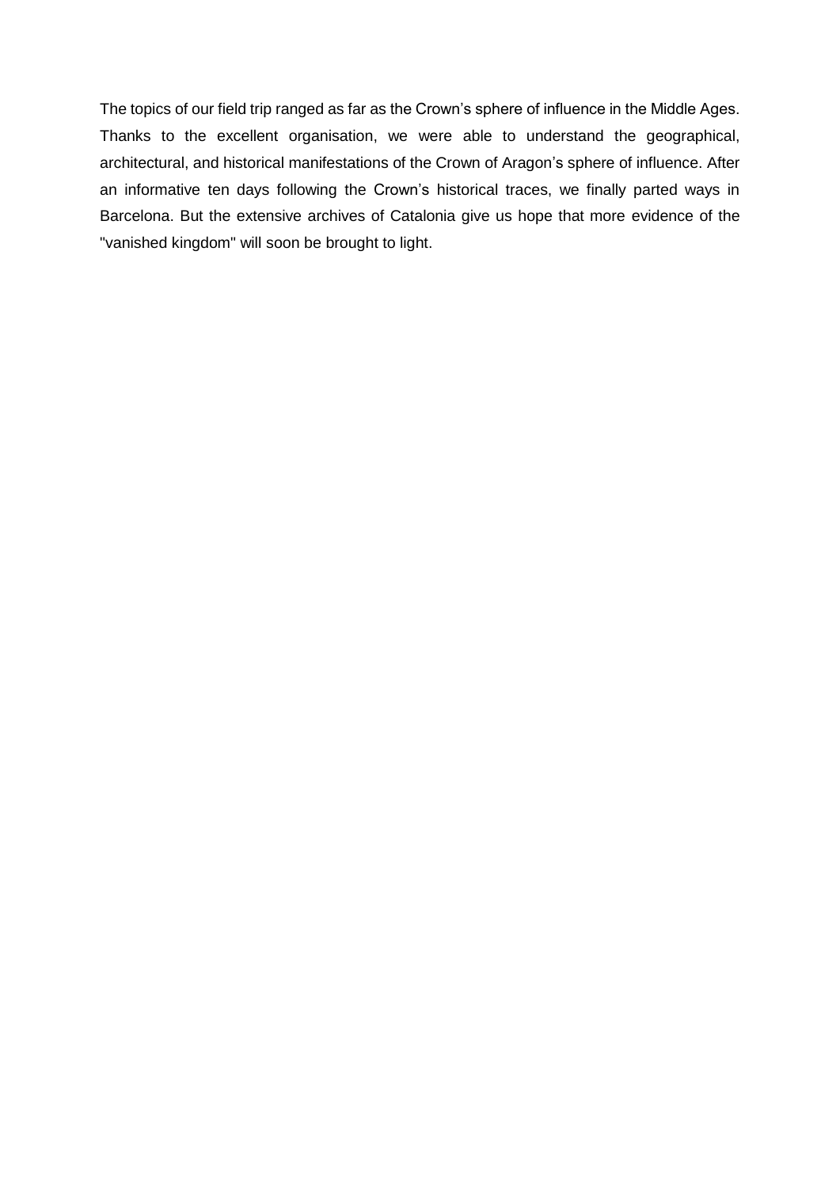The topics of our field trip ranged as far as the Crown's sphere of influence in the Middle Ages. Thanks to the excellent organisation, we were able to understand the geographical, architectural, and historical manifestations of the Crown of Aragon's sphere of influence. After an informative ten days following the Crown's historical traces, we finally parted ways in Barcelona. But the extensive archives of Catalonia give us hope that more evidence of the "vanished kingdom" will soon be brought to light.